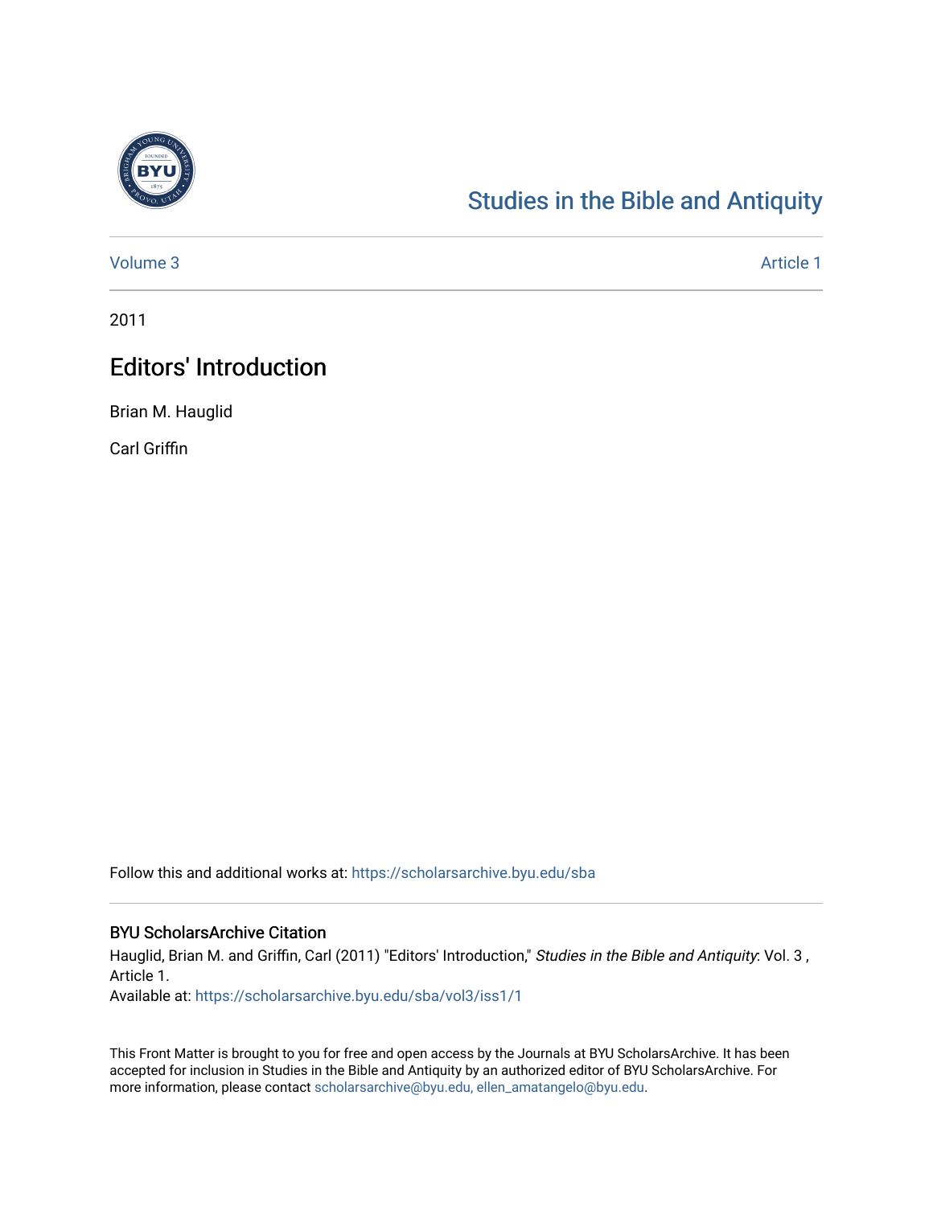# Studies in the Bible and Antiquity

Volume 3 | Article 1

2011

## Editors' Introduction

Brian M. Hauglid

Carl Griffin

Follow this and additional works at: https://scholarsarchive.byu.edu/sba

### BYU ScholarsArchive Citation

Hauglid, Brian M. and Griffin, Carl (2011) "Editors' Introduction," *Studies in the Bible and Antiquity*: Vol. 3 , Article 1.

Available at: https://scholarsarchive.byu.edu/sba/vol3/iss1/1

This Front Matter is brought to you for free and open access by the Journals at BYU ScholarsArchive. It has been accepted for inclusion in Studies in the Bible and Antiquity by an authorized editor of BYU ScholarsArchive. For more information, please contact scholarsarchive@byu.edu, ellen_amatangelo@byu.edu.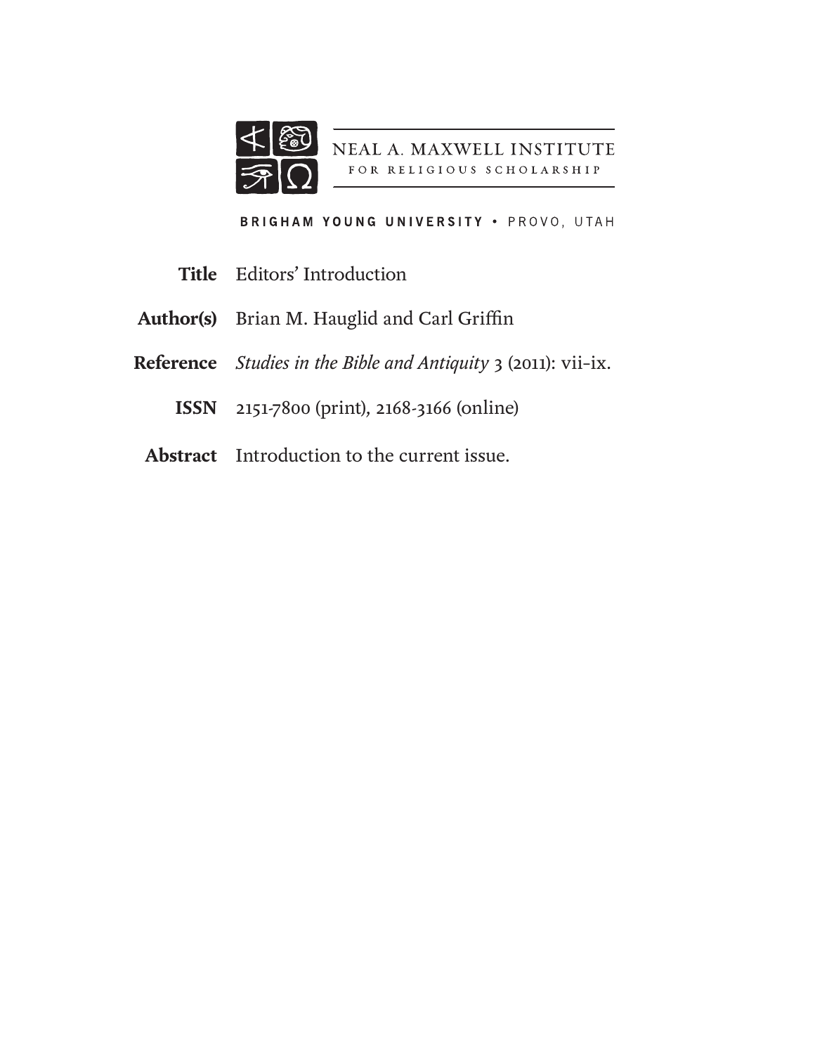NEAL A. MAXWELL INSTITUTE
FOR RELIGIOUS SCHOLARSHIP

BRIGHAM YOUNG UNIVERSITY • PROVO, UTAH

**Title** Editors' Introduction

**Author(s)** Brian M. Hauglid and Carl Griffin

**Reference** *Studies in the Bible and Antiquity* 3 (2011): vii–ix.

**ISSN** 2151-7800 (print), 2168-3166 (online)

**Abstract** Introduction to the current issue.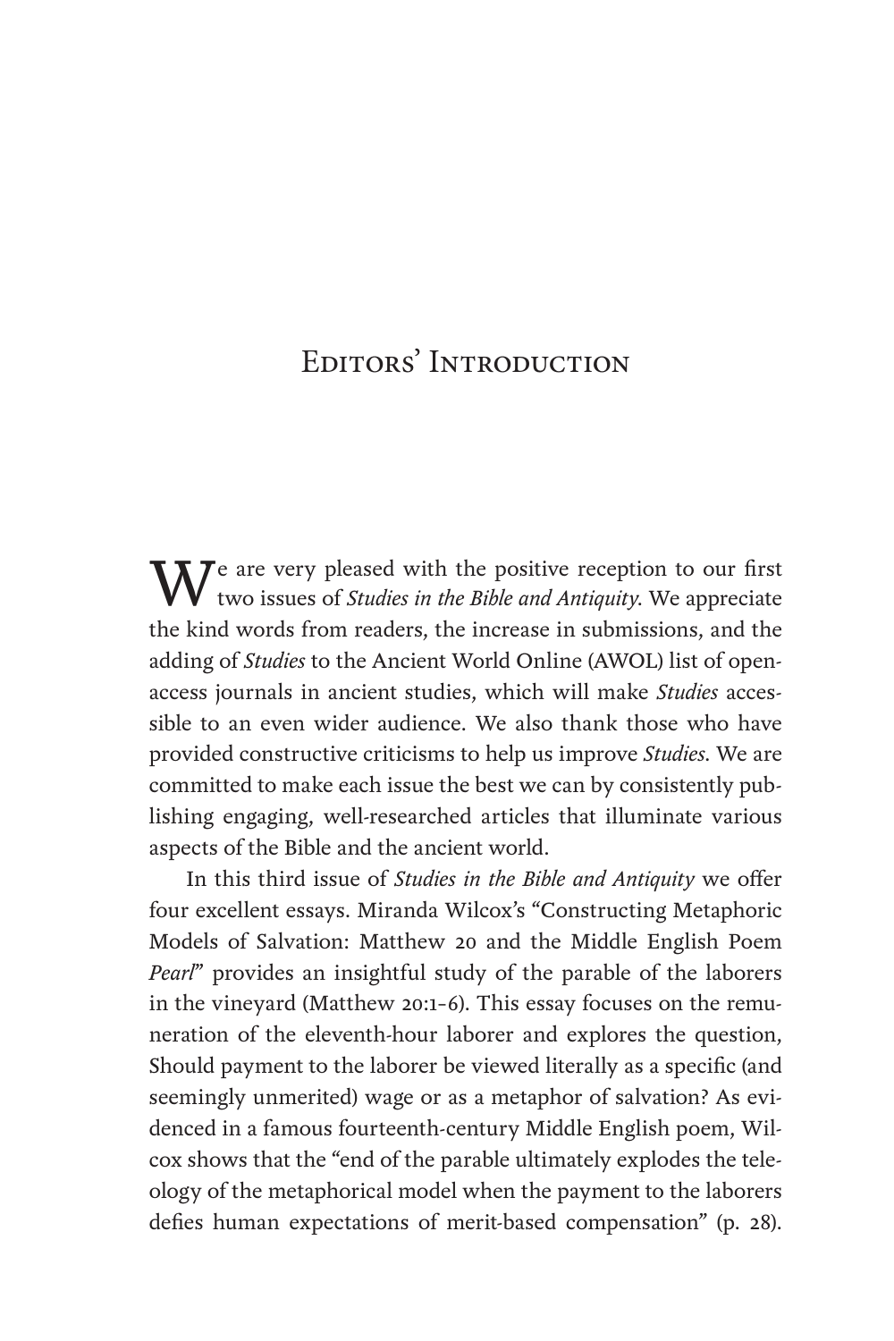# Editors' Introduction

We are very pleased with the positive reception to our first two issues of *Studies in the Bible and Antiquity*. We appreciate the kind words from readers, the increase in submissions, and the adding of *Studies* to the Ancient World Online (AWOL) list of open-access journals in ancient studies, which will make *Studies* accessible to an even wider audience. We also thank those who have provided constructive criticisms to help us improve *Studies*. We are committed to make each issue the best we can by consistently publishing engaging, well-researched articles that illuminate various aspects of the Bible and the ancient world.

In this third issue of *Studies in the Bible and Antiquity* we offer four excellent essays. Miranda Wilcox's "Constructing Metaphoric Models of Salvation: Matthew 20 and the Middle English Poem *Pearl*" provides an insightful study of the parable of the laborers in the vineyard (Matthew 20:1–6). This essay focuses on the remuneration of the eleventh-hour laborer and explores the question, Should payment to the laborer be viewed literally as a specific (and seemingly unmerited) wage or as a metaphor of salvation? As evidenced in a famous fourteenth-century Middle English poem, Wilcox shows that the "end of the parable ultimately explodes the teleology of the metaphorical model when the payment to the laborers defies human expectations of merit-based compensation" (p. 28).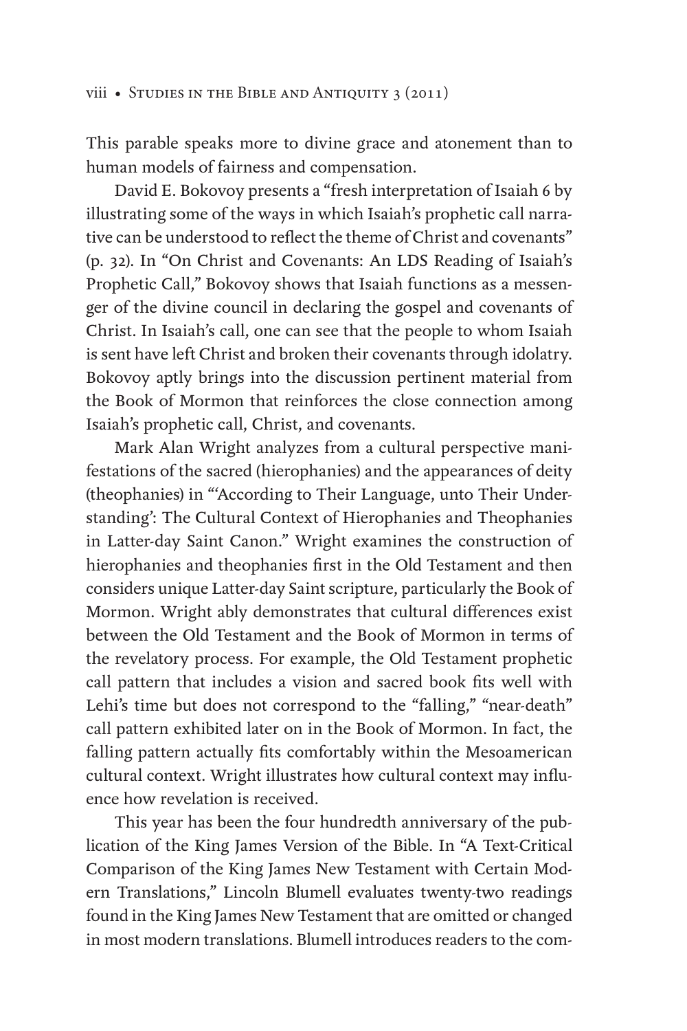This parable speaks more to divine grace and atonement than to human models of fairness and compensation.

David E. Bokovoy presents a "fresh interpretation of Isaiah 6 by illustrating some of the ways in which Isaiah's prophetic call narrative can be understood to reflect the theme of Christ and covenants" (p. 32). In "On Christ and Covenants: An LDS Reading of Isaiah's Prophetic Call," Bokovoy shows that Isaiah functions as a messenger of the divine council in declaring the gospel and covenants of Christ. In Isaiah's call, one can see that the people to whom Isaiah is sent have left Christ and broken their covenants through idolatry. Bokovoy aptly brings into the discussion pertinent material from the Book of Mormon that reinforces the close connection among Isaiah's prophetic call, Christ, and covenants.

Mark Alan Wright analyzes from a cultural perspective manifestations of the sacred (hierophanies) and the appearances of deity (theophanies) in "'According to Their Language, unto Their Understanding': The Cultural Context of Hierophanies and Theophanies in Latter-day Saint Canon." Wright examines the construction of hierophanies and theophanies first in the Old Testament and then considers unique Latter-day Saint scripture, particularly the Book of Mormon. Wright ably demonstrates that cultural differences exist between the Old Testament and the Book of Mormon in terms of the revelatory process. For example, the Old Testament prophetic call pattern that includes a vision and sacred book fits well with Lehi's time but does not correspond to the "falling," "near-death" call pattern exhibited later on in the Book of Mormon. In fact, the falling pattern actually fits comfortably within the Mesoamerican cultural context. Wright illustrates how cultural context may influence how revelation is received.

This year has been the four hundredth anniversary of the publication of the King James Version of the Bible. In "A Text-Critical Comparison of the King James New Testament with Certain Modern Translations," Lincoln Blumell evaluates twenty-two readings found in the King James New Testament that are omitted or changed in most modern translations. Blumell introduces readers to the com-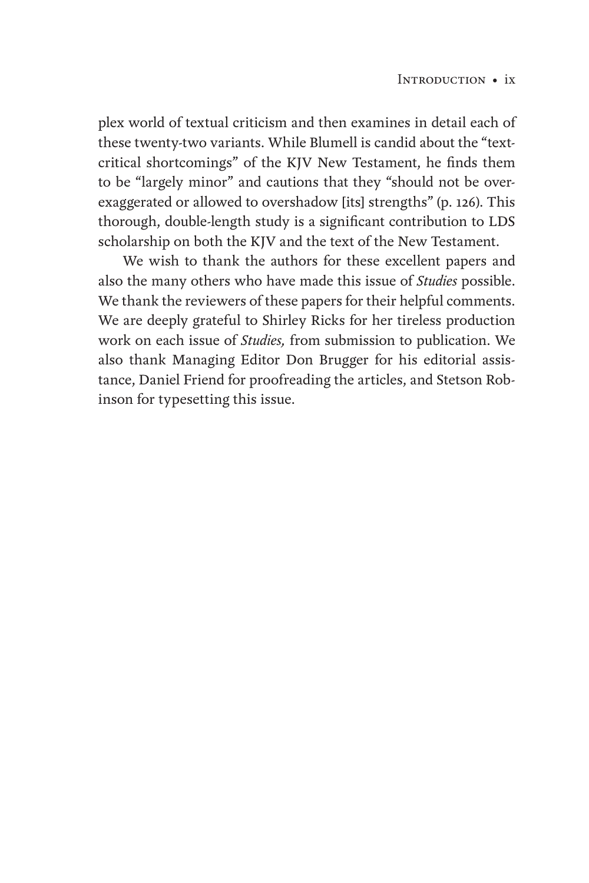plex world of textual criticism and then examines in detail each of these twenty-two variants. While Blumell is candid about the "text-critical shortcomings" of the KJV New Testament, he finds them to be "largely minor" and cautions that they "should not be over-exaggerated or allowed to overshadow [its] strengths" (p. 126). This thorough, double-length study is a significant contribution to LDS scholarship on both the KJV and the text of the New Testament.

We wish to thank the authors for these excellent papers and also the many others who have made this issue of *Studies* possible. We thank the reviewers of these papers for their helpful comments. We are deeply grateful to Shirley Ricks for her tireless production work on each issue of *Studies,* from submission to publication. We also thank Managing Editor Don Brugger for his editorial assistance, Daniel Friend for proofreading the articles, and Stetson Robinson for typesetting this issue.